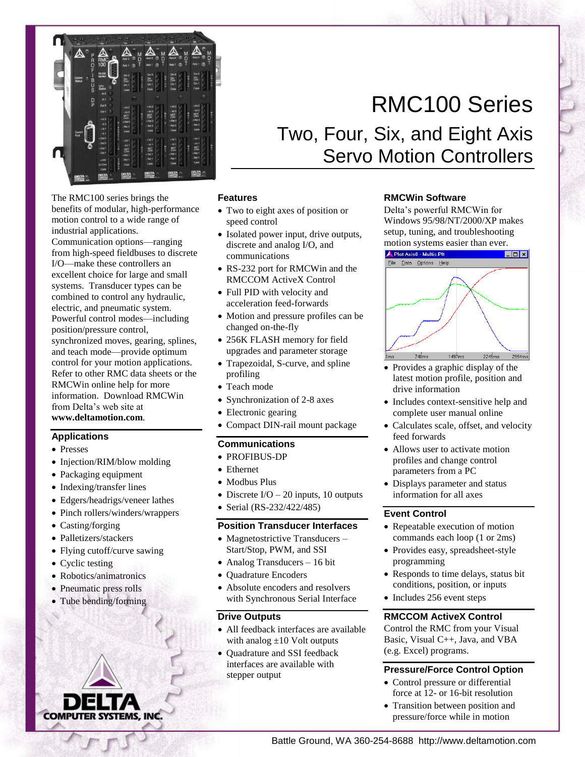# RMC100 Series

## Two, Four, Six, and Eight Axis Servo Motion Controllers

The RMC100 series brings the benefits of modular, high-performance motion control to a wide range of industrial applications. Communication options—ranging from high-speed fieldbuses to discrete I/O—make these controllers an excellent choice for large and small systems. Transducer types can be combined to control any hydraulic, electric, and pneumatic system. Powerful control modes—including position/pressure control, synchronized moves, gearing, splines, and teach mode—provide optimum control for your motion applications. Refer to other RMC data sheets or the RMCWin online help for more information. Download RMCWin from Delta's web site at **www.deltamotion.com**.

### Applications

- Presses
- Injection/RIM/blow molding
- Packaging equipment
- Indexing/transfer lines
- Edgers/headrigs/veneer lathes
- Pinch rollers/winders/wrappers
- Casting/forging
- Palletizers/stackers
- Flying cutoff/curve sawing
- Cyclic testing
- Robotics/animatronics
- Pneumatic press rolls
- Tube bending/forming

### Features

- Two to eight axes of position or speed control
- Isolated power input, drive outputs, discrete and analog I/O, and communications
- RS-232 port for RMCWin and the RMCCOM ActiveX Control
- Full PID with velocity and acceleration feed-forwards
- Motion and pressure profiles can be changed on-the-fly
- 256K FLASH memory for field upgrades and parameter storage
- Trapezoidal, S-curve, and spline profiling
- Teach mode
- Synchronization of 2-8 axes
- Electronic gearing
- Compact DIN-rail mount package

### Communications

- PROFIBUS-DP
- Ethernet
- Modbus Plus
- Discrete I/O – 20 inputs, 10 outputs
- Serial (RS-232/422/485)

### Position Transducer Interfaces

- Magnetostrictive Transducers – Start/Stop, PWM, and SSI
- Analog Transducers – 16 bit
- Quadrature Encoders
- Absolute encoders and resolvers with Synchronous Serial Interface

### Drive Outputs

- All feedback interfaces are available with analog ±10 Volt outputs
- Quadrature and SSI feedback interfaces are available with stepper output

### RMCWin Software

Delta's powerful RMCWin for Windows 95/98/NT/2000/XP makes setup, tuning, and troubleshooting motion systems easier than ever.

- Provides a graphic display of the latest motion profile, position and drive information
- Includes context-sensitive help and complete user manual online
- Calculates scale, offset, and velocity feed forwards
- Allows user to activate motion profiles and change control parameters from a PC
- Displays parameter and status information for all axes

### Event Control

- Repeatable execution of motion commands each loop (1 or 2ms)
- Provides easy, spreadsheet-style programming
- Responds to time delays, status bit conditions, position, or inputs
- Includes 256 event steps

### RMCCOM ActiveX Control

Control the RMC from your Visual Basic, Visual C++, Java, and VBA (e.g. Excel) programs.

### Pressure/Force Control Option

- Control pressure or differential force at 12- or 16-bit resolution
- Transition between position and pressure/force while in motion

Battle Ground, WA 360-254-8688 http://www.deltamotion.com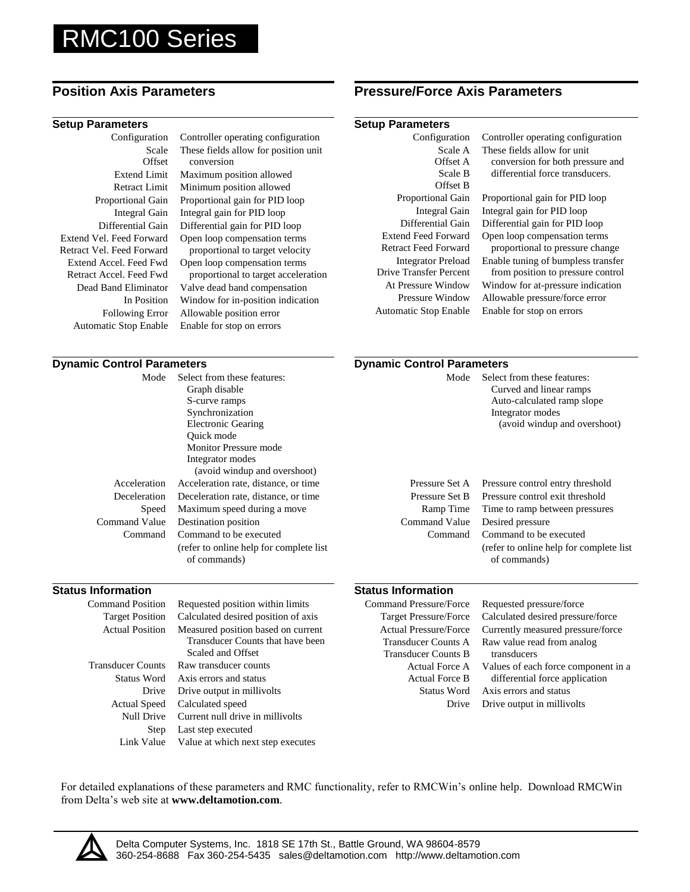# RMC100 Series

## Position Axis Parameters

### Setup Parameters

| Parameter | Description |
|---|---|
| Configuration | Controller operating configuration |
| Scale<br>Offset | These fields allow for position unit conversion |
| Extend Limit | Maximum position allowed |
| Retract Limit | Minimum position allowed |
| Proportional Gain | Proportional gain for PID loop |
| Integral Gain | Integral gain for PID loop |
| Differential Gain | Differential gain for PID loop |
| Extend Vel. Feed Forward<br>Retract Vel. Feed Forward | Open loop compensation terms proportional to target velocity |
| Extend Accel. Feed Fwd<br>Retract Accel. Feed Fwd | Open loop compensation terms proportional to target acceleration |
| Dead Band Eliminator | Valve dead band compensation |
| In Position | Window for in-position indication |
| Following Error | Allowable position error |
| Automatic Stop Enable | Enable for stop on errors |

### Dynamic Control Parameters

| Parameter | Description |
|---|---|
| Mode | Select from these features:<br>Graph disable<br>S-curve ramps<br>Synchronization<br>Electronic Gearing<br>Quick mode<br>Monitor Pressure mode<br>Integrator modes<br>(avoid windup and overshoot) |
| Acceleration | Acceleration rate, distance, or time |
| Deceleration | Deceleration rate, distance, or time |
| Speed | Maximum speed during a move |
| Command Value | Destination position |
| Command | Command to be executed<br>(refer to online help for complete list of commands) |

### Status Information

| Parameter | Description |
|---|---|
| Command Position | Requested position within limits |
| Target Position | Calculated desired position of axis |
| Actual Position | Measured position based on current Transducer Counts that have been Scaled and Offset |
| Transducer Counts | Raw transducer counts |
| Status Word | Axis errors and status |
| Drive | Drive output in millivolts |
| Actual Speed | Calculated speed |
| Null Drive | Current null drive in millivolts |
| Step | Last step executed |
| Link Value | Value at which next step executes |

## Pressure/Force Axis Parameters

### Setup Parameters

| Parameter | Description |
|---|---|
| Configuration | Controller operating configuration |
| Scale A<br>Offset A<br>Scale B<br>Offset B | These fields allow for unit conversion for both pressure and differential force transducers. |
| Proportional Gain | Proportional gain for PID loop |
| Integral Gain | Integral gain for PID loop |
| Differential Gain | Differential gain for PID loop |
| Extend Feed Forward<br>Retract Feed Forward | Open loop compensation terms proportional to pressure change |
| Integrator Preload<br>Drive Transfer Percent | Enable tuning of bumpless transfer from position to pressure control |
| At Pressure Window | Window for at-pressure indication |
| Pressure Window | Allowable pressure/force error |
| Automatic Stop Enable | Enable for stop on errors |

### Dynamic Control Parameters

| Parameter | Description |
|---|---|
| Mode | Select from these features:<br>Curved and linear ramps<br>Auto-calculated ramp slope<br>Integrator modes<br>(avoid windup and overshoot) |
| Pressure Set A | Pressure control entry threshold |
| Pressure Set B | Pressure control exit threshold |
| Ramp Time | Time to ramp between pressures |
| Command Value | Desired pressure |
| Command | Command to be executed<br>(refer to online help for complete list of commands) |

### Status Information

| Parameter | Description |
|---|---|
| Command Pressure/Force | Requested pressure/force |
| Target Pressure/Force | Calculated desired pressure/force |
| Actual Pressure/Force | Currently measured pressure/force |
| Transducer Counts A<br>Transducer Counts B | Raw value read from analog transducers |
| Actual Force A<br>Actual Force B | Values of each force component in a differential force application |
| Status Word | Axis errors and status |
| Drive | Drive output in millivolts |

For detailed explanations of these parameters and RMC functionality, refer to RMCWin's online help. Download RMCWin from Delta's web site at **www.deltamotion.com**.

Delta Computer Systems, Inc. 1818 SE 17th St., Battle Ground, WA 98604-8579
360-254-8688 Fax 360-254-5435 sales@deltamotion.com http://www.deltamotion.com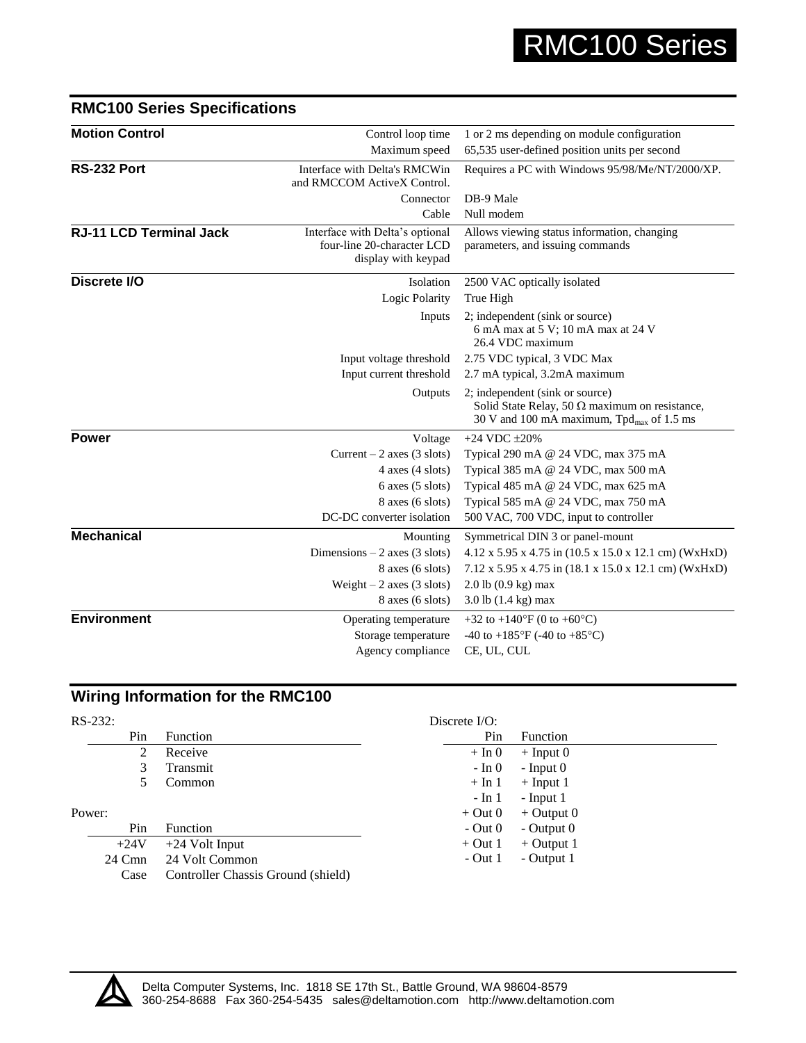# RMC100 Series

## RMC100 Series Specifications

| | | |
|---|---|---|
| **Motion Control** | Control loop time | 1 or 2 ms depending on module configuration |
| | Maximum speed | 65,535 user-defined position units per second |
| **RS-232 Port** | Interface with Delta's RMCWin and RMCCOM ActiveX Control. | Requires a PC with Windows 95/98/Me/NT/2000/XP. |
| | Connector | DB-9 Male |
| | Cable | Null modem |
| **RJ-11 LCD Terminal Jack** | Interface with Delta's optional four-line 20-character LCD display with keypad | Allows viewing status information, changing parameters, and issuing commands |
| **Discrete I/O** | Isolation | 2500 VAC optically isolated |
| | Logic Polarity | True High |
| | Inputs | 2; independent (sink or source)<br>6 mA max at 5 V; 10 mA max at 24 V<br>26.4 VDC maximum |
| | Input voltage threshold | 2.75 VDC typical, 3 VDC Max |
| | Input current threshold | 2.7 mA typical, 3.2mA maximum |
| | Outputs | 2; independent (sink or source)<br>Solid State Relay, 50 Ω maximum on resistance,<br>30 V and 100 mA maximum, $Tpd_{max}$ of 1.5 ms |
| **Power** | Voltage | +24 VDC ±20% |
| | Current – 2 axes (3 slots) | Typical 290 mA @ 24 VDC, max 375 mA |
| | 4 axes (4 slots) | Typical 385 mA @ 24 VDC, max 500 mA |
| | 6 axes (5 slots) | Typical 485 mA @ 24 VDC, max 625 mA |
| | 8 axes (6 slots) | Typical 585 mA @ 24 VDC, max 750 mA |
| | DC-DC converter isolation | 500 VAC, 700 VDC, input to controller |
| **Mechanical** | Mounting | Symmetrical DIN 3 or panel-mount |
| | Dimensions – 2 axes (3 slots) | 4.12 x 5.95 x 4.75 in (10.5 x 15.0 x 12.1 cm) (WxHxD) |
| | 8 axes (6 slots) | 7.12 x 5.95 x 4.75 in (18.1 x 15.0 x 12.1 cm) (WxHxD) |
| | Weight – 2 axes (3 slots) | 2.0 lb (0.9 kg) max |
| | 8 axes (6 slots) | 3.0 lb (1.4 kg) max |
| **Environment** | Operating temperature | +32 to +140°F (0 to +60°C) |
| | Storage temperature | -40 to +185°F (-40 to +85°C) |
| | Agency compliance | CE, UL, CUL |

## Wiring Information for the RMC100

RS-232:

| Pin | Function |
|---|---|
| 2 | Receive |
| 3 | Transmit |
| 5 | Common |

Power:

| Pin | Function |
|---|---|
| +24V | +24 Volt Input |
| 24 Cmn | 24 Volt Common |
| Case | Controller Chassis Ground (shield) |

Discrete I/O:

| Pin | Function |
|---|---|
| + In 0 | + Input 0 |
| - In 0 | - Input 0 |
| + In 1 | + Input 1 |
| - In 1 | - Input 1 |
| + Out 0 | + Output 0 |
| - Out 0 | - Output 0 |
| + Out 1 | + Output 1 |
| - Out 1 | - Output 1 |

Delta Computer Systems, Inc. 1818 SE 17th St., Battle Ground, WA 98604-8579
360-254-8688 Fax 360-254-5435 sales@deltamotion.com http://www.deltamotion.com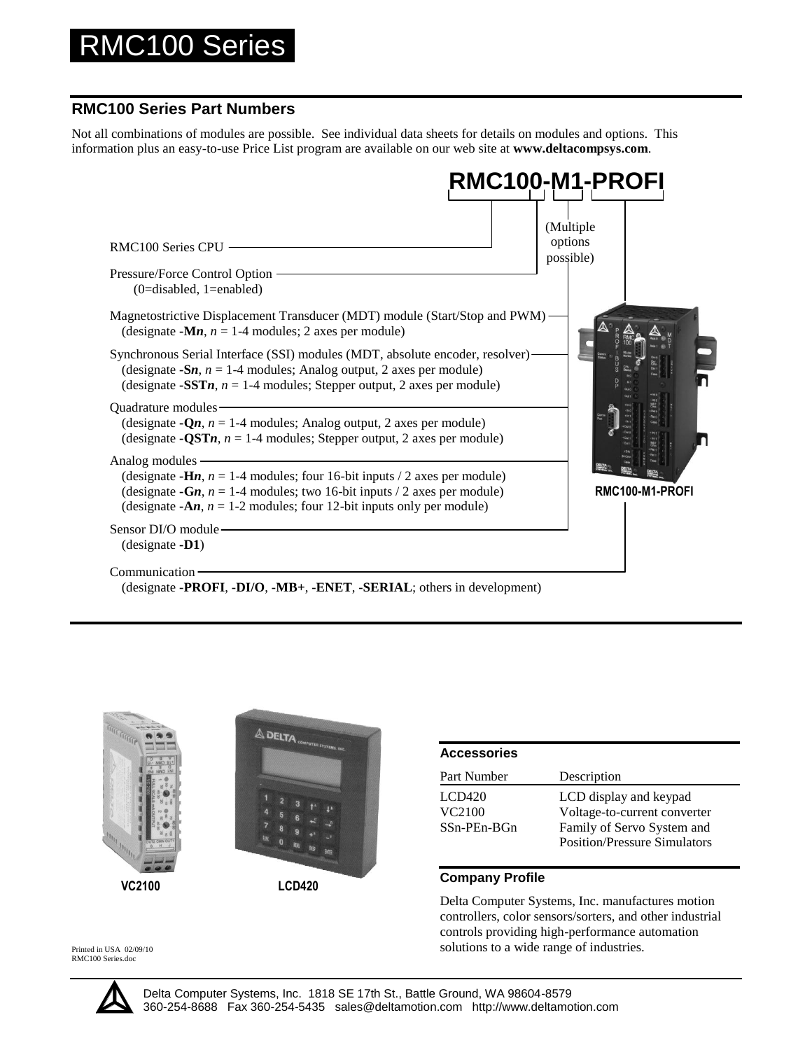# RMC100 Series

## RMC100 Series Part Numbers

Not all combinations of modules are possible. See individual data sheets for details on modules and options. This information plus an easy-to-use Price List program are available on our web site at **www.deltacompsys.com**.

**RMC100-M1-PROFI**

(Multiple options possible)

RMC100 Series CPU

Pressure/Force Control Option
(0=disabled, 1=enabled)

Magnetostrictive Displacement Transducer (MDT) module (Start/Stop and PWM)
(designate **-M*n***, *n* = 1-4 modules; 2 axes per module)

Synchronous Serial Interface (SSI) modules (MDT, absolute encoder, resolver)
(designate **-S*n***, *n* = 1-4 modules; Analog output, 2 axes per module)
(designate **-SST*n***, *n* = 1-4 modules; Stepper output, 2 axes per module)

Quadrature modules
(designate **-Q*n***, *n* = 1-4 modules; Analog output, 2 axes per module)
(designate **-QST*n***, *n* = 1-4 modules; Stepper output, 2 axes per module)

Analog modules
(designate **-H*n***, *n* = 1-4 modules; four 16-bit inputs / 2 axes per module)
(designate **-G*n***, *n* = 1-4 modules; two 16-bit inputs / 2 axes per module)
(designate **-A*n***, *n* = 1-2 modules; four 12-bit inputs only per module)

Sensor DI/O module
(designate **-D1**)

Communication
(designate **-PROFI**, **-DI/O**, **-MB+**, **-ENET**, **-SERIAL**; others in development)

**RMC100-M1-PROFI**

**VC2100**

**LCD420**

### Accessories

| Part Number | Description |
|---|---|
| LCD420 | LCD display and keypad |
| VC2100 | Voltage-to-current converter |
| SSn-PEn-BGn | Family of Servo System and Position/Pressure Simulators |

### Company Profile

Delta Computer Systems, Inc. manufactures motion controllers, color sensors/sorters, and other industrial controls providing high-performance automation solutions to a wide range of industries.

Printed in USA 02/09/10
RMC100 Series.doc

Delta Computer Systems, Inc. 1818 SE 17th St., Battle Ground, WA 98604-8579
360-254-8688 Fax 360-254-5435 sales@deltamotion.com http://www.deltamotion.com